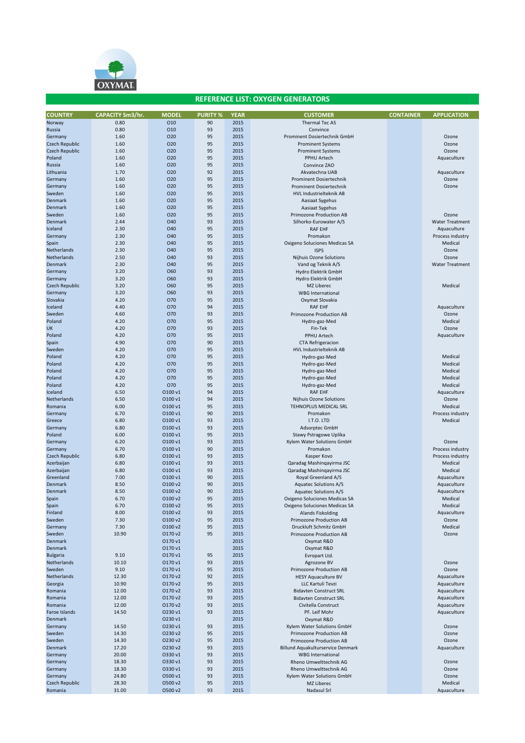OXYMAT

## REFERENCE LIST: OXYGEN GENERATORS

| COUNTRY | CAPACITY Sm3/hr. | MODEL | PURITY % | YEAR | CUSTOMER | CONTAINER | APPLICATION |
|---|---|---|---|---|---|---|---|
| Norway | 0.80 | O10 | 90 | 2015 | Thermal Tec AS | | |
| Russia | 0.80 | O10 | 93 | 2015 | Convince | | |
| Germany | 1.60 | O20 | 95 | 2015 | Prominent Dosiertechnik GmbH | | Ozone |
| Czech Republic | 1.60 | O20 | 95 | 2015 | Prominent Systems | | Ozone |
| Czech Republic | 1.60 | O20 | 95 | 2015 | Prominent Systems | | Ozone |
| Poland | 1.60 | O20 | 95 | 2015 | PPHU Artech | | Aquaculture |
| Russia | 1.60 | O20 | 95 | 2015 | Convince ZAO | | |
| Lithuania | 1.70 | O20 | 92 | 2015 | Akvatechna UAB | | Aquaculture |
| Germany | 1.60 | O20 | 95 | 2015 | Prominent Dosiertechnik | | Ozone |
| Germany | 1.60 | O20 | 95 | 2015 | Prominent Dosiertechnik | | Ozone |
| Sweden | 1.60 | O20 | 95 | 2015 | HVL Industrielteknik AB | | |
| Denmark | 1.60 | O20 | 95 | 2015 | Aasiaat Sygehus | | |
| Denmark | 1.60 | O20 | 95 | 2015 | Aasiaat Sygehus | | |
| Sweden | 1.60 | O20 | 95 | 2015 | Primozone Production AB | | Ozone |
| Denmark | 2.44 | O40 | 93 | 2015 | Silhorko-Eurowater A/S | | Water Treatment |
| Iceland | 2.30 | O40 | 95 | 2015 | RAF EHF | | Aquaculture |
| Germany | 2.30 | O40 | 95 | 2015 | Promakon | | Process industry |
| Spain | 2.30 | O40 | 95 | 2015 | Oxigeno Soluciones Medicas SA | | Medical |
| Netherlands | 2.30 | O40 | 95 | 2015 | ISPS | | Ozone |
| Netherlands | 2.50 | O40 | 93 | 2015 | Nijhuis Ozone Solutions | | Ozone |
| Denmark | 2.30 | O40 | 95 | 2015 | Vand og Teknik A/S | | Water Treatment |
| Germany | 3.20 | O60 | 93 | 2015 | Hydro Elektrik GmbH | | |
| Germany | 3.20 | O60 | 93 | 2015 | Hydro Elektrik GmbH | | |
| Czech Republic | 3.20 | O60 | 95 | 2015 | MZ Liberec | | Medical |
| Germany | 3.20 | O60 | 93 | 2015 | WBG International | | |
| Slovakia | 4.20 | O70 | 95 | 2015 | Oxymat Slovakia | | |
| Iceland | 4.40 | O70 | 94 | 2015 | RAF EHF | | Aquaculture |
| Sweden | 4.60 | O70 | 93 | 2015 | Primozone Production AB | | Ozone |
| Poland | 4.20 | O70 | 95 | 2015 | Hydro-gaz-Med | | Medical |
| UK | 4.20 | O70 | 93 | 2015 | Fin-Tek | | Ozone |
| Poland | 4.20 | O70 | 95 | 2015 | PPHU Artech | | Aquaculture |
| Spain | 4.90 | O70 | 90 | 2015 | CTA Refrigeracion | | |
| Sweden | 4.20 | O70 | 95 | 2015 | HVL Industrielteknik AB | | |
| Poland | 4.20 | O70 | 95 | 2015 | Hydro-gaz-Med | | Medical |
| Poland | 4.20 | O70 | 95 | 2015 | Hydro-gaz-Med | | Medical |
| Poland | 4.20 | O70 | 95 | 2015 | Hydro-gaz-Med | | Medical |
| Poland | 4.20 | O70 | 95 | 2015 | Hydro-gaz-Med | | Medical |
| Poland | 4.20 | O70 | 95 | 2015 | Hydro-gaz-Med | | Medical |
| Iceland | 6.50 | O100 v1 | 94 | 2015 | RAF EHF | | Aquaculture |
| Netherlands | 6.50 | O100 v1 | 94 | 2015 | Nijhuis Ozone Solutions | | Ozone |
| Romania | 6.00 | O100 v1 | 95 | 2015 | TEHNOPLUS MEDICAL SRL | | Medical |
| Germany | 6.70 | O100 v1 | 90 | 2015 | Promakon | | Process industry |
| Greece | 6.80 | O100 v1 | 93 | 2015 | I.T.O. LTD | | Medical |
| Germany | 6.80 | O100 v1 | 93 | 2015 | Adsorptec GmbH | | |
| Poland | 6.00 | O100 v1 | 95 | 2015 | Stawy Pstragowe Uplika | | |
| Germany | 6.20 | O100 v1 | 93 | 2015 | Xylem Water Solutions GmbH | | Ozone |
| Germany | 6.70 | O100 v1 | 90 | 2015 | Promakon | | Process industry |
| Czech Republic | 6.80 | O100 v1 | 93 | 2015 | Kasper Kovo | | Process industry |
| Azerbaijan | 6.80 | O100 v1 | 93 | 2015 | Qaradag Mashinqayirma JSC | | Medical |
| Azerbaijan | 6.80 | O100 v1 | 93 | 2015 | Qaradag Mashinqayirma JSC | | Medical |
| Greenland | 7.00 | O100 v1 | 90 | 2015 | Royal Greenland A/S | | Aquaculture |
| Denmark | 8.50 | O100 v2 | 90 | 2015 | Aquatec Solutions A/S | | Aquaculture |
| Denmark | 8.50 | O100 v2 | 90 | 2015 | Aquatec Solutions A/S | | Aquaculture |
| Spain | 6.70 | O100 v2 | 95 | 2015 | Oxigeno Soluciones Medicas SA | | Medical |
| Spain | 6.70 | O100 v2 | 95 | 2015 | Oxigeno Soluciones Medicas SA | | Medical |
| Finland | 8.00 | O100 v2 | 93 | 2015 | Alands Fiskolding | | Aquaculture |
| Sweden | 7.30 | O100 v2 | 95 | 2015 | Primozone Production AB | | Ozone |
| Germany | 7.30 | O100 v2 | 95 | 2015 | Druckluft Schmitz GmbH | | Medical |
| Sweden | 10.90 | O170 v2 | 95 | 2015 | Primozone Production AB | | Ozone |
| Denmark | | O170 v1 | | 2015 | Oxymat R&D | | |
| Denmark | | O170 v1 | | 2015 | Oxymat R&D | | |
| Bulgaria | 9.10 | O170 v1 | 95 | 2015 | Evropart Ltd. | | |
| Netherlands | 10.10 | O170 v1 | 93 | 2015 | Agrozone BV | | Ozone |
| Sweden | 9.10 | O170 v1 | 95 | 2015 | Primozone Production AB | | Ozone |
| Netherlands | 12.30 | O170 v2 | 92 | 2015 | HESY Aquaculture BV | | Aquaculture |
| Georgia | 10.90 | O170 v2 | 95 | 2015 | LLC Kartuli Tevzi | | Aquaculture |
| Romania | 12.00 | O170 v2 | 93 | 2015 | Bidavten Construct SRL | | Aquaculture |
| Romania | 12.00 | O170 v2 | 93 | 2015 | Bidavten Construct SRL | | Aquaculture |
| Romania | 12.00 | O170 v2 | 93 | 2015 | Civitella Construct | | Aquaculture |
| Faroe Islands | 14.50 | O230 v1 | 93 | 2015 | PF. Leif Mohr | | Aquaculture |
| Denmark | | O230 v1 | | 2015 | Oxymat R&D | | |
| Germany | 14.50 | O230 v1 | 93 | 2015 | Xylem Water Solutions GmbH | | Ozone |
| Sweden | 14.30 | O230 v2 | 95 | 2015 | Primozone Production AB | | Ozone |
| Sweden | 14.30 | O230 v2 | 95 | 2015 | Primozone Production AB | | Ozone |
| Denmark | 17.20 | O230 v2 | 93 | 2015 | Billund Aquakulturservice Denmark | | Aquaculture |
| Germany | 20.00 | O330 v1 | 93 | 2015 | WBG International | | |
| Germany | 18.30 | O330 v1 | 93 | 2015 | Rheno Umwelttechnik AG | | Ozone |
| Germany | 18.30 | O330 v1 | 93 | 2015 | Rheno Umwelttechnik AG | | Ozone |
| Germany | 24.80 | O500 v1 | 93 | 2015 | Xylem Water Solutions GmbH | | Ozone |
| Czech Republic | 28.30 | O500 v2 | 95 | 2015 | MZ Liberec | | Medical |
| Romania | 31.00 | O500 v2 | 93 | 2015 | Nadasul Srl | | Aquaculture |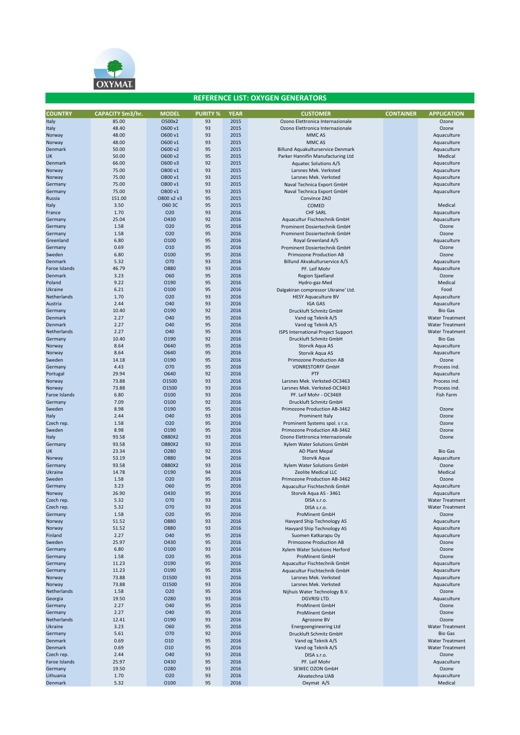OXYMAT

## REFERENCE LIST: OXYGEN GENERATORS

| COUNTRY | CAPACITY Sm3/hr. | MODEL | PURITY % | YEAR | CUSTOMER | CONTAINER | APPLICATION |
|---|---|---|---|---|---|---|---|
| Italy | 85.00 | O500x2 | 93 | 2015 | Ozono Elettronica Internazionale | | Ozone |
| Italy | 48.40 | O600 v1 | 93 | 2015 | Ozono Elettronica Internazionale | | Ozone |
| Norway | 48.00 | O600 v1 | 93 | 2015 | MMC AS | | Aquaculture |
| Norway | 48.00 | O600 v1 | 93 | 2015 | MMC AS | | Aquaculture |
| Denmark | 50.00 | O600 v2 | 95 | 2015 | Billund Aquakulturservice Denmark | | Aquaculture |
| UK | 50.00 | O600 v2 | 95 | 2015 | Parker Hannifin Manufacturing Ltd | | Medical |
| Denmark | 66.00 | O600 v3 | 92 | 2015 | Aquatec Solutions A/S | | Aquaculture |
| Norway | 75.00 | O800 v1 | 93 | 2015 | Larsnes Mek. Verksted | | Aquaculture |
| Norway | 75.00 | O800 v1 | 93 | 2015 | Larsnes Mek. Verksted | | Aquaculture |
| Germany | 75.00 | O800 v1 | 93 | 2015 | Naval Technica Export GmbH | | Aquaculture |
| Germany | 75.00 | O800 v1 | 93 | 2015 | Naval Technica Export GmbH | | Aquaculture |
| Russia | 151.00 | O800 x2 v3 | 95 | 2015 | Convince ZAO | | |
| Italy | 3.50 | O60 3C | 95 | 2015 | COMED | | Medical |
| France | 1.70 | O20 | 93 | 2016 | CHF SARL | | Aquaculture |
| Germany | 25.04 | O430 | 92 | 2016 | Aquacultur Fischtechnik GmbH | | Aquaculture |
| Germany | 1.58 | O20 | 95 | 2016 | Prominent Dosiertechnik GmbH | | Ozone |
| Germany | 1.58 | O20 | 95 | 2016 | Prominent Dosiertechnik GmbH | | Ozone |
| Greenland | 6.80 | O100 | 95 | 2016 | Royal Greenland A/S | | Aquaculture |
| Germany | 0.69 | O10 | 95 | 2016 | Prominent Dosiertechnik GmbH | | Ozone |
| Sweden | 6.80 | O100 | 95 | 2016 | Primozone Production AB | | Ozone |
| Denmark | 5.32 | O70 | 93 | 2016 | Billund Akvakulturservice A/S | | Aquaculture |
| Faroe Islands | 46.79 | O880 | 93 | 2016 | PF. Leif Mohr | | Aquaculture |
| Denmark | 3.23 | O60 | 95 | 2016 | Region Sjaelland | | Ozone |
| Poland | 9.22 | O190 | 95 | 2016 | Hydro-gaz-Med | | Medical |
| Ukraine | 6.21 | O100 | 95 | 2016 | Dalgakiran compressor Ukraine' Ltd. | | Food |
| Netherlands | 1.70 | O20 | 93 | 2016 | HESY Aquaculture BV | | Aquaculture |
| Austria | 2.44 | O40 | 93 | 2016 | IGA GAS | | Aquaculture |
| Germany | 10.40 | O190 | 92 | 2016 | Druckluft Schmitz GmbH | | Bio Gas |
| Denmark | 2.27 | O40 | 95 | 2016 | Vand og Teknik A/S | | Water Treatment |
| Denmark | 2.27 | O40 | 95 | 2016 | Vand og Teknik A/S | | Water Treatment |
| Netherlands | 2.27 | O40 | 95 | 2016 | ISPS International Project Support | | Water Treatment |
| Germany | 10.40 | O190 | 92 | 2016 | Druckluft Schmitz GmbH | | Bio Gas |
| Norway | 8.64 | O640 | 95 | 2016 | Storvik Aqua AS | | Aquaculture |
| Norway | 8.64 | O640 | 95 | 2016 | Storvik Aqua AS | | Aquaculture |
| Sweden | 14.18 | O190 | 95 | 2016 | Primozone Production AB | | Ozone |
| Germany | 4.43 | O70 | 95 | 2016 | VONRESTORFF GmbH | | Process ind. |
| Portugal | 29.94 | O640 | 92 | 2016 | PTF | | Aquaculture |
| Norway | 73.88 | O1500 | 93 | 2016 | Larsnes Mek. Verksted-OC3463 | | Process ind. |
| Norway | 73.88 | O1500 | 93 | 2016 | Larsnes Mek. Verksted-OC3463 | | Process ind. |
| Faroe Islands | 6.80 | O100 | 93 | 2016 | PF. Leif Mohr - OC3469 | | Fish Farm |
| Germany | 7.09 | O100 | 92 | 2016 | Druckluft Schmitz GmbH | | |
| Sweden | 8.98 | O190 | 95 | 2016 | Primozone Production AB-3462 | | Ozone |
| Italy | 2.44 | O40 | 93 | 2016 | Prominent Italy | | Ozone |
| Czech rep. | 1.58 | O20 | 95 | 2016 | Prominent Systems spol. s r.o. | | Ozone |
| Sweden | 8.98 | O190 | 95 | 2016 | Primozone Production AB-3462 | | Ozone |
| Italy | 93.58 | O880X2 | 93 | 2016 | Ozono Elettronica Internazionale | | Ozone |
| Germany | 93.58 | O880X2 | 93 | 2016 | Xylem Water Solutions GmbH | | |
| UK | 23.34 | O280 | 92 | 2016 | AD Plant Mepal | | Bio Gas |
| Norway | 53.19 | O880 | 94 | 2016 | Storvik Aqua | | Aquaculture |
| Germany | 93.58 | O880X2 | 93 | 2016 | Xylem Water Solutions GmbH | | Ozone |
| Ukraine | 14.78 | O190 | 94 | 2016 | Zeolite Medical LLC | | Medical |
| Sweden | 1.58 | O20 | 95 | 2016 | Primozone Production AB-3462 | | Ozone |
| Germany | 3.23 | O60 | 95 | 2016 | Aquacultur Fischtechnik GmbH | | Aquaculture |
| Norway | 26.90 | O430 | 95 | 2016 | Storvik Aqua AS - 3461 | | Aquaculture |
| Czech rep. | 5.32 | O70 | 93 | 2016 | DISA s.r.o. | | Water Treatment |
| Czech rep. | 5.32 | O70 | 93 | 2016 | DISA s.r.o. | | Water Treatment |
| Germany | 1.58 | O20 | 95 | 2016 | ProMinent GmbH | | Ozone |
| Norway | 51.52 | O880 | 93 | 2016 | Havyard Ship Technology AS | | Aquaculture |
| Norway | 51.52 | O880 | 93 | 2016 | Havyard Ship Technology AS | | Aquaculture |
| Finland | 2.27 | O40 | 95 | 2016 | Suomen Katkarapu Oy | | Aquaculture |
| Sweden | 25.97 | O430 | 95 | 2016 | Primozone Production AB | | Ozone |
| Germany | 6.80 | O100 | 93 | 2016 | Xylem Water Solutions Herford | | Ozone |
| Germany | 1.58 | O20 | 95 | 2016 | ProMinent GmbH | | Ozone |
| Germany | 11.23 | O190 | 95 | 2016 | Aquacultur Fischtechnik GmbH | | Aquaculture |
| Germany | 11.23 | O190 | 95 | 2016 | Aquacultur Fischtechnik GmbH | | Aquaculture |
| Norway | 73.88 | O1500 | 93 | 2016 | Larsnes Mek. Verksted | | Aquaculture |
| Norway | 73.88 | O1500 | 93 | 2016 | Larsnes Mek. Verksted | | Aquaculture |
| Netherlands | 1.58 | O20 | 95 | 2016 | Nijhuis Water Technology B.V. | | Ozone |
| Georgia | 19.50 | O280 | 93 | 2016 | DGVRISI LTD. | | Aquaculture |
| Germany | 2.27 | O40 | 95 | 2016 | ProMinent GmbH | | Ozone |
| Germany | 2.27 | O40 | 95 | 2016 | ProMinent GmbH | | Ozone |
| Netherlands | 12.41 | O190 | 93 | 2016 | Agrozone BV | | Ozone |
| Ukraine | 3.23 | O60 | 95 | 2016 | Energoengineering Ltd | | Water Treatment |
| Germany | 5.61 | O70 | 92 | 2016 | Druckluft Schmitz GmbH | | Bio Gas |
| Denmark | 0.69 | O10 | 95 | 2016 | Vand og Teknik A/S | | Water Treatment |
| Denmark | 0.69 | O10 | 95 | 2016 | Vand og Teknik A/S | | Water Treatment |
| Czech rep. | 2.44 | O40 | 93 | 2016 | DISA s.r.o. | | Ozone |
| Faroe Islands | 25.97 | O430 | 95 | 2016 | PF. Leif Mohr | | Aquaculture |
| Germany | 19.50 | O280 | 93 | 2016 | SEWEC OZON GmbH | | Ozone |
| Lithuania | 1.70 | O20 | 93 | 2016 | Akvatechna UAB | | Aquaculture |
| Denmark | 5.32 | O100 | 95 | 2016 | Oxymat A/S | | Medical |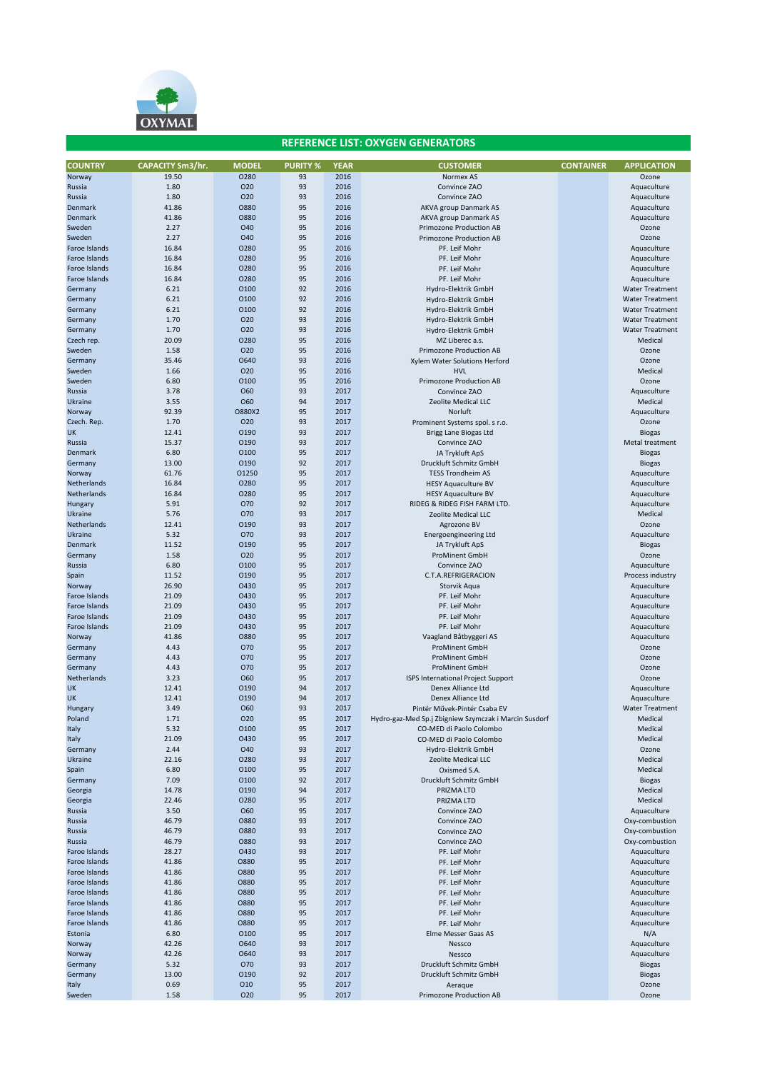OXYMAT

## REFERENCE LIST: OXYGEN GENERATORS

| COUNTRY | CAPACITY Sm3/hr. | MODEL | PURITY % | YEAR | CUSTOMER | CONTAINER | APPLICATION |
|---|---|---|---|---|---|---|---|
| Norway | 19.50 | O280 | 93 | 2016 | Normex AS | | Ozone |
| Russia | 1.80 | O20 | 93 | 2016 | Convince ZAO | | Aquaculture |
| Russia | 1.80 | O20 | 93 | 2016 | Convince ZAO | | Aquaculture |
| Denmark | 41.86 | O880 | 95 | 2016 | AKVA group Danmark AS | | Aquaculture |
| Denmark | 41.86 | O880 | 95 | 2016 | AKVA group Danmark AS | | Aquaculture |
| Sweden | 2.27 | O40 | 95 | 2016 | Primozone Production AB | | Ozone |
| Sweden | 2.27 | O40 | 95 | 2016 | Primozone Production AB | | Ozone |
| Faroe Islands | 16.84 | O280 | 95 | 2016 | PF. Leif Mohr | | Aquaculture |
| Faroe Islands | 16.84 | O280 | 95 | 2016 | PF. Leif Mohr | | Aquaculture |
| Faroe Islands | 16.84 | O280 | 95 | 2016 | PF. Leif Mohr | | Aquaculture |
| Faroe Islands | 16.84 | O280 | 95 | 2016 | PF. Leif Mohr | | Aquaculture |
| Germany | 6.21 | O100 | 92 | 2016 | Hydro-Elektrik GmbH | | Water Treatment |
| Germany | 6.21 | O100 | 92 | 2016 | Hydro-Elektrik GmbH | | Water Treatment |
| Germany | 6.21 | O100 | 92 | 2016 | Hydro-Elektrik GmbH | | Water Treatment |
| Germany | 1.70 | O20 | 93 | 2016 | Hydro-Elektrik GmbH | | Water Treatment |
| Germany | 1.70 | O20 | 93 | 2016 | Hydro-Elektrik GmbH | | Water Treatment |
| Czech rep. | 20.09 | O280 | 95 | 2016 | MZ Liberec a.s. | | Medical |
| Sweden | 1.58 | O20 | 95 | 2016 | Primozone Production AB | | Ozone |
| Germany | 35.46 | O640 | 93 | 2016 | Xylem Water Solutions Herford | | Ozone |
| Sweden | 1.66 | O20 | 95 | 2016 | HVL | | Medical |
| Sweden | 6.80 | O100 | 95 | 2016 | Primozone Production AB | | Ozone |
| Russia | 3.78 | O60 | 93 | 2017 | Convince ZAO | | Aquaculture |
| Ukraine | 3.55 | O60 | 94 | 2017 | Zeolite Medical LLC | | Medical |
| Norway | 92.39 | O880X2 | 95 | 2017 | Norluft | | Aquaculture |
| Czech. Rep. | 1.70 | O20 | 93 | 2017 | Prominent Systems spol. s r.o. | | Ozone |
| UK | 12.41 | O190 | 93 | 2017 | Brigg Lane Biogas Ltd | | Biogas |
| Russia | 15.37 | O190 | 93 | 2017 | Convince ZAO | | Metal treatment |
| Denmark | 6.80 | O100 | 95 | 2017 | JA Trykluft ApS | | Biogas |
| Germany | 13.00 | O190 | 92 | 2017 | Druckluft Schmitz GmbH | | Biogas |
| Norway | 61.76 | O1250 | 95 | 2017 | TESS Trondheim AS | | Aquaculture |
| Netherlands | 16.84 | O280 | 95 | 2017 | HESY Aquaculture BV | | Aquaculture |
| Netherlands | 16.84 | O280 | 95 | 2017 | HESY Aquaculture BV | | Aquaculture |
| Hungary | 5.91 | O70 | 92 | 2017 | RIDEG & RIDEG FISH FARM LTD. | | Aquaculture |
| Ukraine | 5.76 | O70 | 93 | 2017 | Zeolite Medical LLC | | Medical |
| Netherlands | 12.41 | O190 | 93 | 2017 | Agrozone BV | | Ozone |
| Ukraine | 5.32 | O70 | 93 | 2017 | Energoengineering Ltd | | Aquaculture |
| Denmark | 11.52 | O190 | 95 | 2017 | JA Trykluft ApS | | Biogas |
| Germany | 1.58 | O20 | 95 | 2017 | ProMinent GmbH | | Ozone |
| Russia | 6.80 | O100 | 95 | 2017 | Convince ZAO | | Aquaculture |
| Spain | 11.52 | O190 | 95 | 2017 | C.T.A.REFRIGERACION | | Process industry |
| Norway | 26.90 | O430 | 95 | 2017 | Storvik Aqua | | Aquaculture |
| Faroe Islands | 21.09 | O430 | 95 | 2017 | PF. Leif Mohr | | Aquaculture |
| Faroe Islands | 21.09 | O430 | 95 | 2017 | PF. Leif Mohr | | Aquaculture |
| Faroe Islands | 21.09 | O430 | 95 | 2017 | PF. Leif Mohr | | Aquaculture |
| Faroe Islands | 21.09 | O430 | 95 | 2017 | PF. Leif Mohr | | Aquaculture |
| Norway | 41.86 | O880 | 95 | 2017 | Vaagland Båtbyggeri AS | | Aquaculture |
| Germany | 4.43 | O70 | 95 | 2017 | ProMinent GmbH | | Ozone |
| Germany | 4.43 | O70 | 95 | 2017 | ProMinent GmbH | | Ozone |
| Germany | 4.43 | O70 | 95 | 2017 | ProMinent GmbH | | Ozone |
| Netherlands | 3.23 | O60 | 95 | 2017 | ISPS International Project Support | | Ozone |
| UK | 12.41 | O190 | 94 | 2017 | Denex Alliance Ltd | | Aquaculture |
| UK | 12.41 | O190 | 94 | 2017 | Denex Alliance Ltd | | Aquaculture |
| Hungary | 3.49 | O60 | 93 | 2017 | Pintér Művek-Pintér Csaba EV | | Water Treatment |
| Poland | 1.71 | O20 | 95 | 2017 | Hydro-gaz-Med Sp.j Zbigniew Szymczak i Marcin Susdorf | | Medical |
| Italy | 5.32 | O100 | 95 | 2017 | CO-MED di Paolo Colombo | | Medical |
| Italy | 21.09 | O430 | 95 | 2017 | CO-MED di Paolo Colombo | | Medical |
| Germany | 2.44 | O40 | 93 | 2017 | Hydro-Elektrik GmbH | | Ozone |
| Ukraine | 22.16 | O280 | 93 | 2017 | Zeolite Medical LLC | | Medical |
| Spain | 6.80 | O100 | 95 | 2017 | Oxismed S.A. | | Medical |
| Germany | 7.09 | O100 | 92 | 2017 | Druckluft Schmitz GmbH | | Biogas |
| Georgia | 14.78 | O190 | 94 | 2017 | PRIZMA LTD | | Medical |
| Georgia | 22.46 | O280 | 95 | 2017 | PRIZMA LTD | | Medical |
| Russia | 3.50 | O60 | 95 | 2017 | Convince ZAO | | Aquaculture |
| Russia | 46.79 | O880 | 93 | 2017 | Convince ZAO | | Oxy-combustion |
| Russia | 46.79 | O880 | 93 | 2017 | Convince ZAO | | Oxy-combustion |
| Russia | 46.79 | O880 | 93 | 2017 | Convince ZAO | | Oxy-combustion |
| Faroe Islands | 28.27 | O430 | 93 | 2017 | PF. Leif Mohr | | Aquaculture |
| Faroe Islands | 41.86 | O880 | 95 | 2017 | PF. Leif Mohr | | Aquaculture |
| Faroe Islands | 41.86 | O880 | 95 | 2017 | PF. Leif Mohr | | Aquaculture |
| Faroe Islands | 41.86 | O880 | 95 | 2017 | PF. Leif Mohr | | Aquaculture |
| Faroe Islands | 41.86 | O880 | 95 | 2017 | PF. Leif Mohr | | Aquaculture |
| Faroe Islands | 41.86 | O880 | 95 | 2017 | PF. Leif Mohr | | Aquaculture |
| Faroe Islands | 41.86 | O880 | 95 | 2017 | PF. Leif Mohr | | Aquaculture |
| Faroe Islands | 41.86 | O880 | 95 | 2017 | PF. Leif Mohr | | Aquaculture |
| Estonia | 6.80 | O100 | 95 | 2017 | Elme Messer Gaas AS | | N/A |
| Norway | 42.26 | O640 | 93 | 2017 | Nessco | | Aquaculture |
| Norway | 42.26 | O640 | 93 | 2017 | Nessco | | Aquaculture |
| Germany | 5.32 | O70 | 93 | 2017 | Druckluft Schmitz GmbH | | Biogas |
| Germany | 13.00 | O190 | 92 | 2017 | Druckluft Schmitz GmbH | | Biogas |
| Italy | 0.69 | O10 | 95 | 2017 | Aeraque | | Ozone |
| Sweden | 1.58 | O20 | 95 | 2017 | Primozone Production AB | | Ozone |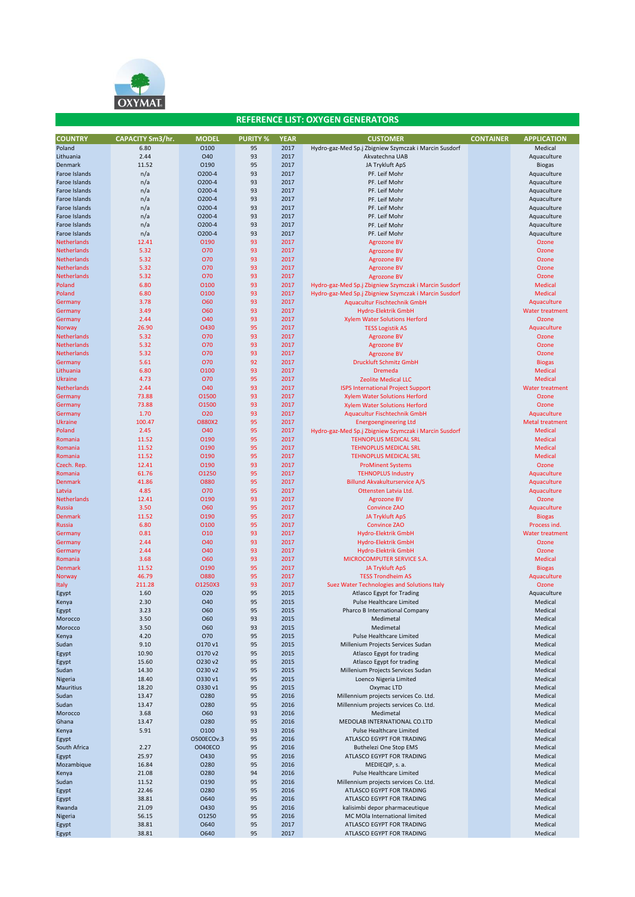OXYMAT

## REFERENCE LIST: OXYGEN GENERATORS

| COUNTRY | CAPACITY Sm3/hr. | MODEL | PURITY % | YEAR | CUSTOMER | CONTAINER | APPLICATION |
|---|---|---|---|---|---|---|---|
| Poland | 6.80 | O100 | 95 | 2017 | Hydro-gaz-Med Sp.j Zbigniew Szymczak i Marcin Susdorf | | Medical |
| Lithuania | 2.44 | O40 | 93 | 2017 | Akvatechna UAB | | Aquaculture |
| Denmark | 11.52 | O190 | 95 | 2017 | JA Trykluft ApS | | Biogas |
| Faroe Islands | n/a | O200-4 | 93 | 2017 | PF. Leif Mohr | | Aquaculture |
| Faroe Islands | n/a | O200-4 | 93 | 2017 | PF. Leif Mohr | | Aquaculture |
| Faroe Islands | n/a | O200-4 | 93 | 2017 | PF. Leif Mohr | | Aquaculture |
| Faroe Islands | n/a | O200-4 | 93 | 2017 | PF. Leif Mohr | | Aquaculture |
| Faroe Islands | n/a | O200-4 | 93 | 2017 | PF. Leif Mohr | | Aquaculture |
| Faroe Islands | n/a | O200-4 | 93 | 2017 | PF. Leif Mohr | | Aquaculture |
| Faroe Islands | n/a | O200-4 | 93 | 2017 | PF. Leif Mohr | | Aquaculture |
| Faroe Islands | n/a | O200-4 | 93 | 2017 | PF. Leif Mohr | | Aquaculture |
| Netherlands | 12.41 | O190 | 93 | 2017 | Agrozone BV | | Ozone |
| Netherlands | 5.32 | O70 | 93 | 2017 | Agrozone BV | | Ozone |
| Netherlands | 5.32 | O70 | 93 | 2017 | Agrozone BV | | Ozone |
| Netherlands | 5.32 | O70 | 93 | 2017 | Agrozone BV | | Ozone |
| Netherlands | 5.32 | O70 | 93 | 2017 | Agrozone BV | | Ozone |
| Poland | 6.80 | O100 | 93 | 2017 | Hydro-gaz-Med Sp.j Zbigniew Szymczak i Marcin Susdorf | | Medical |
| Poland | 6.80 | O100 | 93 | 2017 | Hydro-gaz-Med Sp.j Zbigniew Szymczak i Marcin Susdorf | | Medical |
| Germany | 3.78 | O60 | 93 | 2017 | Aquacultur Fischtechnik GmbH | | Aquaculture |
| Germany | 3.49 | O60 | 93 | 2017 | Hydro-Elektrik GmbH | | Water treatment |
| Germany | 2.44 | O40 | 93 | 2017 | Xylem Water Solutions Herford | | Ozone |
| Norway | 26.90 | O430 | 95 | 2017 | TESS Logistik AS | | Aquaculture |
| Netherlands | 5.32 | O70 | 93 | 2017 | Agrozone BV | | Ozone |
| Netherlands | 5.32 | O70 | 93 | 2017 | Agrozone BV | | Ozone |
| Netherlands | 5.32 | O70 | 93 | 2017 | Agrozone BV | | Ozone |
| Germany | 5.61 | O70 | 92 | 2017 | Druckluft Schmitz GmbH | | Biogas |
| Lithuania | 6.80 | O100 | 93 | 2017 | Dremeda | | Medical |
| Ukraine | 4.73 | O70 | 95 | 2017 | Zeolite Medical LLC | | Medical |
| Netherlands | 2.44 | O40 | 93 | 2017 | ISPS International Project Support | | Water treatment |
| Germany | 73.88 | O1500 | 93 | 2017 | Xylem Water Solutions Herford | | Ozone |
| Germany | 73.88 | O1500 | 93 | 2017 | Xylem Water Solutions Herford | | Ozone |
| Germany | 1.70 | O20 | 93 | 2017 | Aquacultur Fischtechnik GmbH | | Aquaculture |
| Ukraine | 100.47 | O880X2 | 95 | 2017 | Energoengineering Ltd | | Metal treatment |
| Poland | 2.45 | O40 | 95 | 2017 | Hydro-gaz-Med Sp.j Zbigniew Szymczak i Marcin Susdorf | | Medical |
| Romania | 11.52 | O190 | 95 | 2017 | TEHNOPLUS MEDICAL SRL | | Medical |
| Romania | 11.52 | O190 | 95 | 2017 | TEHNOPLUS MEDICAL SRL | | Medical |
| Romania | 11.52 | O190 | 95 | 2017 | TEHNOPLUS MEDICAL SRL | | Medical |
| Czech. Rep. | 12.41 | O190 | 93 | 2017 | ProMinent Systems | | Ozone |
| Romania | 61.76 | O1250 | 95 | 2017 | TEHNOPLUS Industry | | Aquaculture |
| Denmark | 41.86 | O880 | 95 | 2017 | Billund Akvakulturservice A/S | | Aquaculture |
| Latvia | 4.85 | O70 | 95 | 2017 | Ottensten Latvia Ltd. | | Aquaculture |
| Netherlands | 12.41 | O190 | 93 | 2017 | Agrozone BV | | Ozone |
| Russia | 3.50 | O60 | 95 | 2017 | Convince ZAO | | Aquaculture |
| Denmark | 11.52 | O190 | 95 | 2017 | JA Trykluft ApS | | Biogas |
| Russia | 6.80 | O100 | 95 | 2017 | Convince ZAO | | Process ind. |
| Germany | 0.81 | O10 | 93 | 2017 | Hydro-Elektrik GmbH | | Water treatment |
| Germany | 2.44 | O40 | 93 | 2017 | Hydro-Elektrik GmbH | | Ozone |
| Germany | 2.44 | O40 | 93 | 2017 | Hydro-Elektrik GmbH | | Ozone |
| Romania | 3.68 | O60 | 93 | 2017 | MICROCOMPUTER SERVICE S.A. | | Medical |
| Denmark | 11.52 | O190 | 95 | 2017 | JA Trykluft ApS | | Biogas |
| Norway | 46.79 | O880 | 95 | 2017 | TESS Trondheim AS | | Aquaculture |
| Italy | 211.28 | O1250X3 | 93 | 2017 | Suez Water Technologies and Solutions Italy | | Ozone |
| Egypt | 1.60 | O20 | 95 | 2015 | Atlasco Egypt for Trading | | Aquaculture |
| Kenya | 2.30 | O40 | 95 | 2015 | Pulse Healthcare Limited | | Medical |
| Egypt | 3.23 | O60 | 95 | 2015 | Pharco B International Company | | Medical |
| Morocco | 3.50 | O60 | 93 | 2015 | Medimetal | | Medical |
| Morocco | 3.50 | O60 | 93 | 2015 | Medimetal | | Medical |
| Kenya | 4.20 | O70 | 95 | 2015 | Pulse Healthcare Limited | | Medical |
| Sudan | 9.10 | O170 v1 | 95 | 2015 | Millenium Projects Services Sudan | | Medical |
| Egypt | 10.90 | O170 v2 | 95 | 2015 | Atlasco Egypt for trading | | Medical |
| Egypt | 15.60 | O230 v2 | 95 | 2015 | Atlasco Egypt for trading | | Medical |
| Sudan | 14.30 | O230 v2 | 95 | 2015 | Millenium Projects Services Sudan | | Medical |
| Nigeria | 18.40 | O330 v1 | 95 | 2015 | Loenco Nigeria Limited | | Medical |
| Mauritius | 18.20 | O330 v1 | 95 | 2015 | Oxymac LTD | | Medical |
| Sudan | 13.47 | O280 | 95 | 2016 | Millennium projects services Co. Ltd. | | Medical |
| Sudan | 13.47 | O280 | 95 | 2016 | Millennium projects services Co. Ltd. | | Medical |
| Morocco | 3.68 | O60 | 93 | 2016 | Medimetal | | Medical |
| Ghana | 13.47 | O280 | 95 | 2016 | MEDOLAB INTERNATIONAL CO.LTD | | Medical |
| Kenya | 5.91 | O100 | 93 | 2016 | Pulse Healthcare Limited | | Medical |
| Egypt | | O500ECOv.3 | 95 | 2016 | ATLASCO EGYPT FOR TRADING | | Medical |
| South Africa | 2.27 | O040ECO | 95 | 2016 | Buthelezi One Stop EMS | | Medical |
| Egypt | 25.97 | O430 | 95 | 2016 | ATLASCO EGYPT FOR TRADING | | Medical |
| Mozambique | 16.84 | O280 | 95 | 2016 | MEDIEQIP, s. a. | | Medical |
| Kenya | 21.08 | O280 | 94 | 2016 | Pulse Healthcare Limited | | Medical |
| Sudan | 11.52 | O190 | 95 | 2016 | Millennium projects services Co. Ltd. | | Medical |
| Egypt | 22.46 | O280 | 95 | 2016 | ATLASCO EGYPT FOR TRADING | | Medical |
| Egypt | 38.81 | O640 | 95 | 2016 | ATLASCO EGYPT FOR TRADING | | Medical |
| Rwanda | 21.09 | O430 | 95 | 2016 | kalisimbi depor pharmaceutique | | Medical |
| Nigeria | 56.15 | O1250 | 95 | 2016 | MC MOla International limited | | Medical |
| Egypt | 38.81 | O640 | 95 | 2017 | ATLASCO EGYPT FOR TRADING | | Medical |
| Egypt | 38.81 | O640 | 95 | 2017 | ATLASCO EGYPT FOR TRADING | | Medical |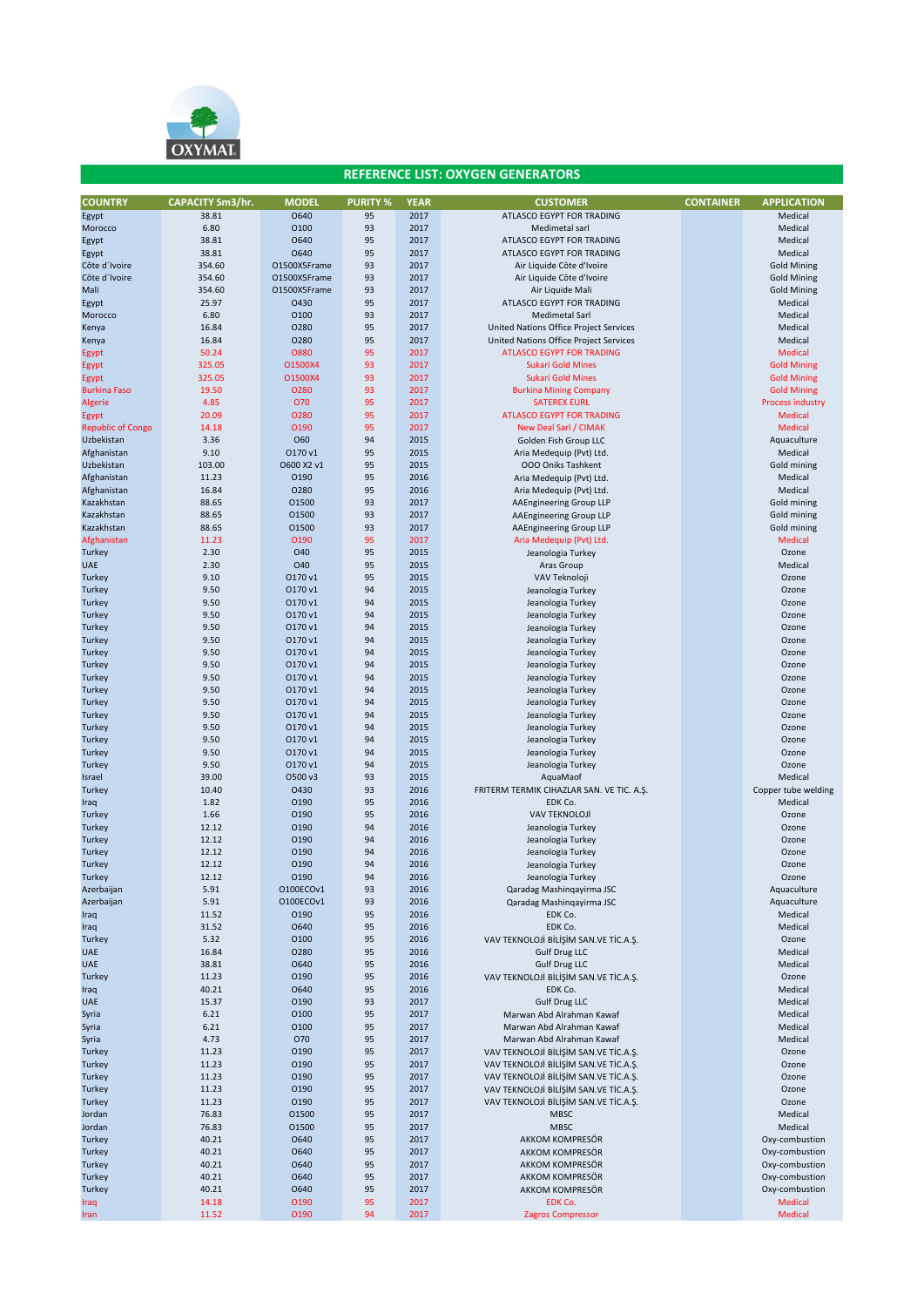OXYMAT

## REFERENCE LIST: OXYGEN GENERATORS

| COUNTRY | CAPACITY Sm3/hr. | MODEL | PURITY % | YEAR | CUSTOMER | CONTAINER | APPLICATION |
|---|---|---|---|---|---|---|---|
| Egypt | 38.81 | O640 | 95 | 2017 | ATLASCO EGYPT FOR TRADING | | Medical |
| Morocco | 6.80 | O100 | 93 | 2017 | Medimetal sarl | | Medical |
| Egypt | 38.81 | O640 | 95 | 2017 | ATLASCO EGYPT FOR TRADING | | Medical |
| Egypt | 38.81 | O640 | 95 | 2017 | ATLASCO EGYPT FOR TRADING | | Medical |
| Côte d´Ivoire | 354.60 | O1500X5Frame | 93 | 2017 | Air Liquide Côte d'Ivoire | | Gold Mining |
| Côte d´Ivoire | 354.60 | O1500X5Frame | 93 | 2017 | Air Liquide Côte d'Ivoire | | Gold Mining |
| Mali | 354.60 | O1500X5Frame | 93 | 2017 | Air Liquide Mali | | Gold Mining |
| Egypt | 25.97 | O430 | 95 | 2017 | ATLASCO EGYPT FOR TRADING | | Medical |
| Morocco | 6.80 | O100 | 93 | 2017 | Medimetal Sarl | | Medical |
| Kenya | 16.84 | O280 | 95 | 2017 | United Nations Office Project Services | | Medical |
| Kenya | 16.84 | O280 | 95 | 2017 | United Nations Office Project Services | | Medical |
| Egypt | 50.24 | O880 | 95 | 2017 | ATLASCO EGYPT FOR TRADING | | Medical |
| Egypt | 325.05 | O1500X4 | 93 | 2017 | Sukari Gold Mines | | Gold Mining |
| Egypt | 325.05 | O1500X4 | 93 | 2017 | Sukari Gold Mines | | Gold Mining |
| Burkina Faso | 19.50 | O280 | 93 | 2017 | Burkina Mining Company | | Gold Mining |
| Algerie | 4.85 | O70 | 95 | 2017 | SATEREX EURL | | Process industry |
| Egypt | 20.09 | O280 | 95 | 2017 | ATLASCO EGYPT FOR TRADING | | Medical |
| Republic of Congo | 14.18 | O190 | 95 | 2017 | New Deal Sarl / CIMAK | | Medical |
| Uzbekistan | 3.36 | O60 | 94 | 2015 | Golden Fish Group LLC | | Aquaculture |
| Afghanistan | 9.10 | O170 v1 | 95 | 2015 | Aria Medequip (Pvt) Ltd. | | Medical |
| Uzbekistan | 103.00 | O600 X2 v1 | 95 | 2015 | OOO Oniks Tashkent | | Gold mining |
| Afghanistan | 11.23 | O190 | 95 | 2016 | Aria Medequip (Pvt) Ltd. | | Medical |
| Afghanistan | 16.84 | O280 | 95 | 2016 | Aria Medequip (Pvt) Ltd. | | Medical |
| Kazakhstan | 88.65 | O1500 | 93 | 2017 | AAEngineering Group LLP | | Gold mining |
| Kazakhstan | 88.65 | O1500 | 93 | 2017 | AAEngineering Group LLP | | Gold mining |
| Kazakhstan | 88.65 | O1500 | 93 | 2017 | AAEngineering Group LLP | | Gold mining |
| Afghanistan | 11.23 | O190 | 95 | 2017 | Aria Medequip (Pvt) Ltd. | | Medical |
| Turkey | 2.30 | O40 | 95 | 2015 | Jeanologia Turkey | | Ozone |
| UAE | 2.30 | O40 | 95 | 2015 | Aras Group | | Medical |
| Turkey | 9.10 | O170 v1 | 95 | 2015 | VAV Teknoloji | | Ozone |
| Turkey | 9.50 | O170 v1 | 94 | 2015 | Jeanologia Turkey | | Ozone |
| Turkey | 9.50 | O170 v1 | 94 | 2015 | Jeanologia Turkey | | Ozone |
| Turkey | 9.50 | O170 v1 | 94 | 2015 | Jeanologia Turkey | | Ozone |
| Turkey | 9.50 | O170 v1 | 94 | 2015 | Jeanologia Turkey | | Ozone |
| Turkey | 9.50 | O170 v1 | 94 | 2015 | Jeanologia Turkey | | Ozone |
| Turkey | 9.50 | O170 v1 | 94 | 2015 | Jeanologia Turkey | | Ozone |
| Turkey | 9.50 | O170 v1 | 94 | 2015 | Jeanologia Turkey | | Ozone |
| Turkey | 9.50 | O170 v1 | 94 | 2015 | Jeanologia Turkey | | Ozone |
| Turkey | 9.50 | O170 v1 | 94 | 2015 | Jeanologia Turkey | | Ozone |
| Turkey | 9.50 | O170 v1 | 94 | 2015 | Jeanologia Turkey | | Ozone |
| Turkey | 9.50 | O170 v1 | 94 | 2015 | Jeanologia Turkey | | Ozone |
| Turkey | 9.50 | O170 v1 | 94 | 2015 | Jeanologia Turkey | | Ozone |
| Turkey | 9.50 | O170 v1 | 94 | 2015 | Jeanologia Turkey | | Ozone |
| Turkey | 9.50 | O170 v1 | 94 | 2015 | Jeanologia Turkey | | Ozone |
| Turkey | 9.50 | O170 v1 | 94 | 2015 | Jeanologia Turkey | | Ozone |
| Israel | 39.00 | O500 v3 | 93 | 2015 | AquaMaof | | Medical |
| Turkey | 10.40 | O430 | 93 | 2016 | FRITERM TERMIK CIHAZLAR SAN. VE TIC. A.Ş. | | Copper tube welding |
| Iraq | 1.82 | O190 | 95 | 2016 | EDK Co. | | Medical |
| Turkey | 1.66 | O190 | 95 | 2016 | VAV TEKNOLOJİ | | Ozone |
| Turkey | 12.12 | O190 | 94 | 2016 | Jeanologia Turkey | | Ozone |
| Turkey | 12.12 | O190 | 94 | 2016 | Jeanologia Turkey | | Ozone |
| Turkey | 12.12 | O190 | 94 | 2016 | Jeanologia Turkey | | Ozone |
| Turkey | 12.12 | O190 | 94 | 2016 | Jeanologia Turkey | | Ozone |
| Turkey | 12.12 | O190 | 94 | 2016 | Jeanologia Turkey | | Ozone |
| Azerbaijan | 5.91 | O100ECOv1 | 93 | 2016 | Qaradag Mashinqayirma JSC | | Aquaculture |
| Azerbaijan | 5.91 | O100ECOv1 | 93 | 2016 | Qaradag Mashinqayirma JSC | | Aquaculture |
| Iraq | 11.52 | O190 | 95 | 2016 | EDK Co. | | Medical |
| Iraq | 31.52 | O640 | 95 | 2016 | EDK Co. | | Medical |
| Turkey | 5.32 | O100 | 95 | 2016 | VAV TEKNOLOJİ BİLİŞİM SAN.VE TİC.A.Ş. | | Ozone |
| UAE | 16.84 | O280 | 95 | 2016 | Gulf Drug LLC | | Medical |
| UAE | 38.81 | O640 | 95 | 2016 | Gulf Drug LLC | | Medical |
| Turkey | 11.23 | O190 | 95 | 2016 | VAV TEKNOLOJİ BİLİŞİM SAN.VE TİC.A.Ş. | | Ozone |
| Iraq | 40.21 | O640 | 95 | 2016 | EDK Co. | | Medical |
| UAE | 15.37 | O190 | 93 | 2017 | Gulf Drug LLC | | Medical |
| Syria | 6.21 | O100 | 95 | 2017 | Marwan Abd Alrahman Kawaf | | Medical |
| Syria | 6.21 | O100 | 95 | 2017 | Marwan Abd Alrahman Kawaf | | Medical |
| Syria | 4.73 | O70 | 95 | 2017 | Marwan Abd Alrahman Kawaf | | Medical |
| Turkey | 11.23 | O190 | 95 | 2017 | VAV TEKNOLOJİ BİLİŞİM SAN.VE TİC.A.Ş. | | Ozone |
| Turkey | 11.23 | O190 | 95 | 2017 | VAV TEKNOLOJİ BİLİŞİM SAN.VE TİC.A.Ş. | | Ozone |
| Turkey | 11.23 | O190 | 95 | 2017 | VAV TEKNOLOJİ BİLİŞİM SAN.VE TİC.A.Ş. | | Ozone |
| Turkey | 11.23 | O190 | 95 | 2017 | VAV TEKNOLOJİ BİLİŞİM SAN.VE TİC.A.Ş. | | Ozone |
| Turkey | 11.23 | O190 | 95 | 2017 | VAV TEKNOLOJİ BİLİŞİM SAN.VE TİC.A.Ş. | | Ozone |
| Jordan | 76.83 | O1500 | 95 | 2017 | MBSC | | Medical |
| Jordan | 76.83 | O1500 | 95 | 2017 | MBSC | | Medical |
| Turkey | 40.21 | O640 | 95 | 2017 | AKKOM KOMPRESÖR | | Oxy-combustion |
| Turkey | 40.21 | O640 | 95 | 2017 | AKKOM KOMPRESÖR | | Oxy-combustion |
| Turkey | 40.21 | O640 | 95 | 2017 | AKKOM KOMPRESÖR | | Oxy-combustion |
| Turkey | 40.21 | O640 | 95 | 2017 | AKKOM KOMPRESÖR | | Oxy-combustion |
| Turkey | 40.21 | O640 | 95 | 2017 | AKKOM KOMPRESÖR | | Oxy-combustion |
| Iraq | 14.18 | O190 | 95 | 2017 | EDK Co. | | Medical |
| Iran | 11.52 | O190 | 94 | 2017 | Zagros Compressor | | Medical |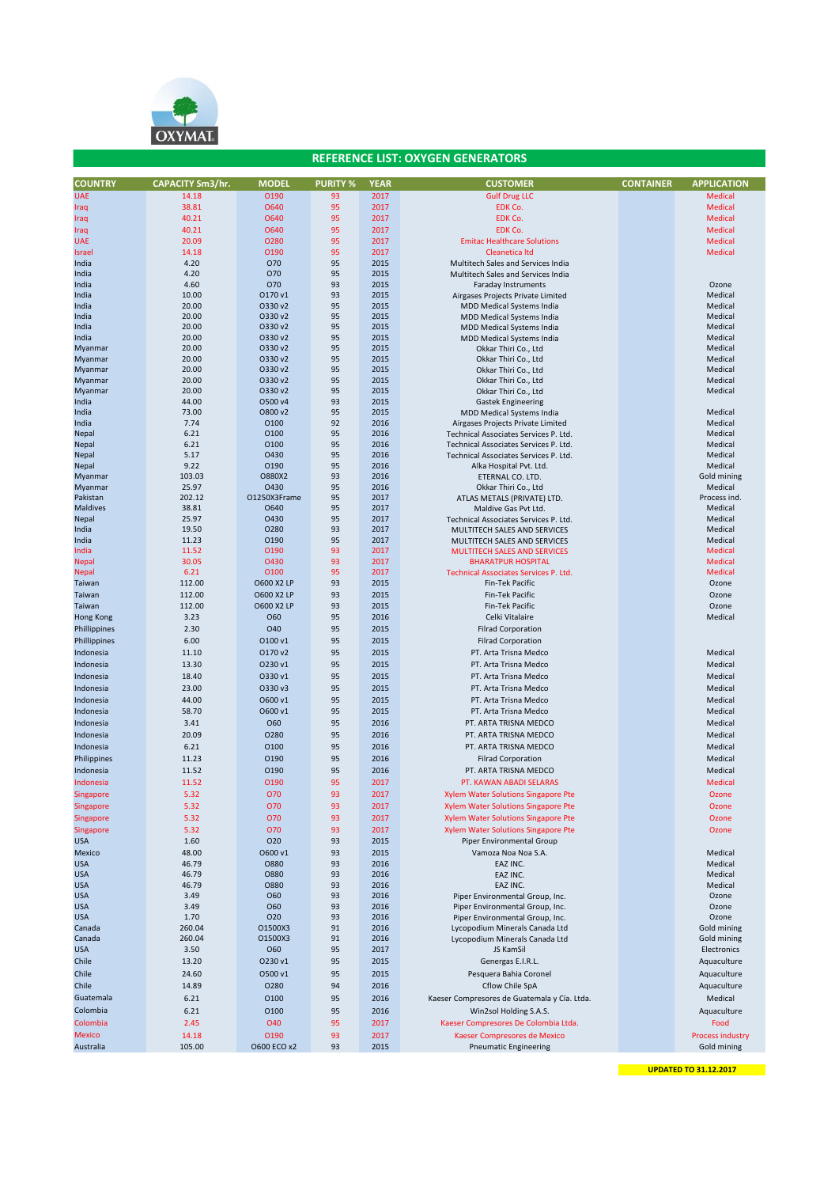OXYMAT

## REFERENCE LIST: OXYGEN GENERATORS

| COUNTRY | CAPACITY Sm3/hr. | MODEL | PURITY % | YEAR | CUSTOMER | CONTAINER | APPLICATION |
|---|---|---|---|---|---|---|---|
| UAE | 14.18 | O190 | 93 | 2017 | Gulf Drug LLC | | Medical |
| Iraq | 38.81 | O640 | 95 | 2017 | EDK Co. | | Medical |
| Iraq | 40.21 | O640 | 95 | 2017 | EDK Co. | | Medical |
| Iraq | 40.21 | O640 | 95 | 2017 | EDK Co. | | Medical |
| UAE | 20.09 | O280 | 95 | 2017 | Emitac Healthcare Solutions | | Medical |
| Israel | 14.18 | O190 | 95 | 2017 | Cleanetica ltd | | Medical |
| India | 4.20 | O70 | 95 | 2015 | Multitech Sales and Services India | | |
| India | 4.20 | O70 | 95 | 2015 | Multitech Sales and Services India | | |
| India | 4.60 | O70 | 93 | 2015 | Faraday Instruments | | Ozone |
| India | 10.00 | O170 v1 | 93 | 2015 | Airgases Projects Private Limited | | Medical |
| India | 20.00 | O330 v2 | 95 | 2015 | MDD Medical Systems India | | Medical |
| India | 20.00 | O330 v2 | 95 | 2015 | MDD Medical Systems India | | Medical |
| India | 20.00 | O330 v2 | 95 | 2015 | MDD Medical Systems India | | Medical |
| India | 20.00 | O330 v2 | 95 | 2015 | MDD Medical Systems India | | Medical |
| Myanmar | 20.00 | O330 v2 | 95 | 2015 | Okkar Thiri Co., Ltd | | Medical |
| Myanmar | 20.00 | O330 v2 | 95 | 2015 | Okkar Thiri Co., Ltd | | Medical |
| Myanmar | 20.00 | O330 v2 | 95 | 2015 | Okkar Thiri Co., Ltd | | Medical |
| Myanmar | 20.00 | O330 v2 | 95 | 2015 | Okkar Thiri Co., Ltd | | Medical |
| Myanmar | 20.00 | O330 v2 | 95 | 2015 | Okkar Thiri Co., Ltd | | Medical |
| India | 44.00 | O500 v4 | 93 | 2015 | Gastek Engineering | | |
| India | 73.00 | O800 v2 | 95 | 2015 | MDD Medical Systems India | | Medical |
| India | 7.74 | O100 | 92 | 2016 | Airgases Projects Private Limited | | Medical |
| Nepal | 6.21 | O100 | 95 | 2016 | Technical Associates Services P. Ltd. | | Medical |
| Nepal | 6.21 | O100 | 95 | 2016 | Technical Associates Services P. Ltd. | | Medical |
| Nepal | 5.17 | O430 | 95 | 2016 | Technical Associates Services P. Ltd. | | Medical |
| Nepal | 9.22 | O190 | 95 | 2016 | Alka Hospital Pvt. Ltd. | | Medical |
| Myanmar | 103.03 | O880X2 | 93 | 2016 | ETERNAL CO. LTD. | | Gold mining |
| Myanmar | 25.97 | O430 | 95 | 2016 | Okkar Thiri Co., Ltd | | Medical |
| Pakistan | 202.12 | O1250X3Frame | 95 | 2017 | ATLAS METALS (PRIVATE) LTD. | | Process ind. |
| Maldives | 38.81 | O640 | 95 | 2017 | Maldive Gas Pvt Ltd. | | Medical |
| Nepal | 25.97 | O430 | 95 | 2017 | Technical Associates Services P. Ltd. | | Medical |
| India | 19.50 | O280 | 93 | 2017 | MULTITECH SALES AND SERVICES | | Medical |
| India | 11.23 | O190 | 95 | 2017 | MULTITECH SALES AND SERVICES | | Medical |
| India | 11.52 | O190 | 93 | 2017 | MULTITECH SALES AND SERVICES | | Medical |
| Nepal | 30.05 | O430 | 93 | 2017 | BHARATPUR HOSPITAL | | Medical |
| Nepal | 6.21 | O100 | 95 | 2017 | Technical Associates Services P. Ltd. | | Medical |
| Taiwan | 112.00 | O600 X2 LP | 93 | 2015 | Fin-Tek Pacific | | Ozone |
| Taiwan | 112.00 | O600 X2 LP | 93 | 2015 | Fin-Tek Pacific | | Ozone |
| Taiwan | 112.00 | O600 X2 LP | 93 | 2015 | Fin-Tek Pacific | | Ozone |
| Hong Kong | 3.23 | O60 | 95 | 2016 | Celki Vitalaire | | Medical |
| Phillippines | 2.30 | O40 | 95 | 2015 | Filrad Corporation | | |
| Phillippines | 6.00 | O100 v1 | 95 | 2015 | Filrad Corporation | | |
| Indonesia | 11.10 | O170 v2 | 95 | 2015 | PT. Arta Trisna Medco | | Medical |
| Indonesia | 13.30 | O230 v1 | 95 | 2015 | PT. Arta Trisna Medco | | Medical |
| Indonesia | 18.40 | O330 v1 | 95 | 2015 | PT. Arta Trisna Medco | | Medical |
| Indonesia | 23.00 | O330 v3 | 95 | 2015 | PT. Arta Trisna Medco | | Medical |
| Indonesia | 44.00 | O600 v1 | 95 | 2015 | PT. Arta Trisna Medco | | Medical |
| Indonesia | 58.70 | O600 v1 | 95 | 2015 | PT. Arta Trisna Medco | | Medical |
| Indonesia | 3.41 | O60 | 95 | 2016 | PT. ARTA TRISNA MEDCO | | Medical |
| Indonesia | 20.09 | O280 | 95 | 2016 | PT. ARTA TRISNA MEDCO | | Medical |
| Indonesia | 6.21 | O100 | 95 | 2016 | PT. ARTA TRISNA MEDCO | | Medical |
| Philippines | 11.23 | O190 | 95 | 2016 | Filrad Corporation | | Medical |
| Indonesia | 11.52 | O190 | 95 | 2016 | PT. ARTA TRISNA MEDCO | | Medical |
| Indonesia | 11.52 | O190 | 95 | 2017 | PT. KAWAN ABADI SELARAS | | Medical |
| Singapore | 5.32 | O70 | 93 | 2017 | Xylem Water Solutions Singapore Pte | | Ozone |
| Singapore | 5.32 | O70 | 93 | 2017 | Xylem Water Solutions Singapore Pte | | Ozone |
| Singapore | 5.32 | O70 | 93 | 2017 | Xylem Water Solutions Singapore Pte | | Ozone |
| Singapore | 5.32 | O70 | 93 | 2017 | Xylem Water Solutions Singapore Pte | | Ozone |
| USA | 1.60 | O20 | 93 | 2015 | Piper Environmental Group | | |
| Mexico | 48.00 | O600 v1 | 93 | 2015 | Vamoza Noa Noa S.A. | | Medical |
| USA | 46.79 | O880 | 93 | 2016 | EAZ INC. | | Medical |
| USA | 46.79 | O880 | 93 | 2016 | EAZ INC. | | Medical |
| USA | 46.79 | O880 | 93 | 2016 | EAZ INC. | | Medical |
| USA | 3.49 | O60 | 93 | 2016 | Piper Environmental Group, Inc. | | Ozone |
| USA | 3.49 | O60 | 93 | 2016 | Piper Environmental Group, Inc. | | Ozone |
| USA | 1.70 | O20 | 93 | 2016 | Piper Environmental Group, Inc. | | Ozone |
| Canada | 260.04 | O1500X3 | 91 | 2016 | Lycopodium Minerals Canada Ltd | | Gold mining |
| Canada | 260.04 | O1500X3 | 91 | 2016 | Lycopodium Minerals Canada Ltd | | Gold mining |
| USA | 3.50 | O60 | 95 | 2017 | JS KamSil | | Electronics |
| Chile | 13.20 | O230 v1 | 95 | 2015 | Genergas E.I.R.L. | | Aquaculture |
| Chile | 24.60 | O500 v1 | 95 | 2015 | Pesquera Bahia Coronel | | Aquaculture |
| Chile | 14.89 | O280 | 94 | 2016 | Cflow Chile SpA | | Aquaculture |
| Guatemala | 6.21 | O100 | 95 | 2016 | Kaeser Compresores de Guatemala y Cía. Ltda. | | Medical |
| Colombia | 6.21 | O100 | 95 | 2016 | Win2sol Holding S.A.S. | | Aquaculture |
| Colombia | 2.45 | O40 | 95 | 2017 | Kaeser Compresores De Colombia Ltda. | | Food |
| Mexico | 14.18 | O190 | 93 | 2017 | Kaeser Compresores de Mexico | | Process industry |
| Australia | 105.00 | O600 ECO x2 | 93 | 2015 | Pneumatic Engineering | | Gold mining |

**UPDATED TO 31.12.2017**